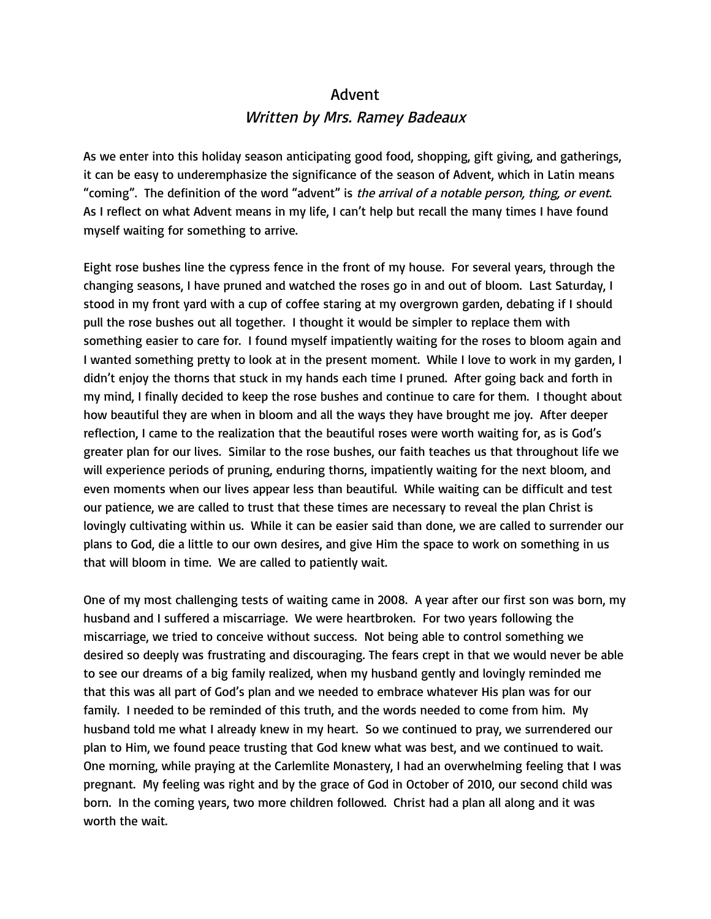# Advent

*Written by Mrs. Ramey Badeaux*

As we enter into this holiday season anticipating good food, shopping, gift giving, and gatherings, it can be easy to underemphasize the significance of the season of Advent, which in Latin means "coming". The definition of the word "advent" is *the arrival of a notable person, thing, or event*. As I reflect on what Advent means in my life, I can't help but recall the many times I have found myself waiting for something to arrive.

Eight rose bushes line the cypress fence in the front of my house. For several years, through the changing seasons, I have pruned and watched the roses go in and out of bloom. Last Saturday, I stood in my front yard with a cup of coffee staring at my overgrown garden, debating if I should pull the rose bushes out all together. I thought it would be simpler to replace them with something easier to care for. I found myself impatiently waiting for the roses to bloom again and I wanted something pretty to look at in the present moment. While I love to work in my garden, I didn't enjoy the thorns that stuck in my hands each time I pruned. After going back and forth in my mind, I finally decided to keep the rose bushes and continue to care for them. I thought about how beautiful they are when in bloom and all the ways they have brought me joy. After deeper reflection, I came to the realization that the beautiful roses were worth waiting for, as is God's greater plan for our lives. Similar to the rose bushes, our faith teaches us that throughout life we will experience periods of pruning, enduring thorns, impatiently waiting for the next bloom, and even moments when our lives appear less than beautiful. While waiting can be difficult and test our patience, we are called to trust that these times are necessary to reveal the plan Christ is lovingly cultivating within us. While it can be easier said than done, we are called to surrender our plans to God, die a little to our own desires, and give Him the space to work on something in us that will bloom in time. We are called to patiently wait.

One of my most challenging tests of waiting came in 2008. A year after our first son was born, my husband and I suffered a miscarriage. We were heartbroken. For two years following the miscarriage, we tried to conceive without success. Not being able to control something we desired so deeply was frustrating and discouraging. The fears crept in that we would never be able to see our dreams of a big family realized, when my husband gently and lovingly reminded me that this was all part of God's plan and we needed to embrace whatever His plan was for our family. I needed to be reminded of this truth, and the words needed to come from him. My husband told me what I already knew in my heart. So we continued to pray, we surrendered our plan to Him, we found peace trusting that God knew what was best, and we continued to wait. One morning, while praying at the Carlemlite Monastery, I had an overwhelming feeling that I was pregnant. My feeling was right and by the grace of God in October of 2010, our second child was born. In the coming years, two more children followed. Christ had a plan all along and it was worth the wait.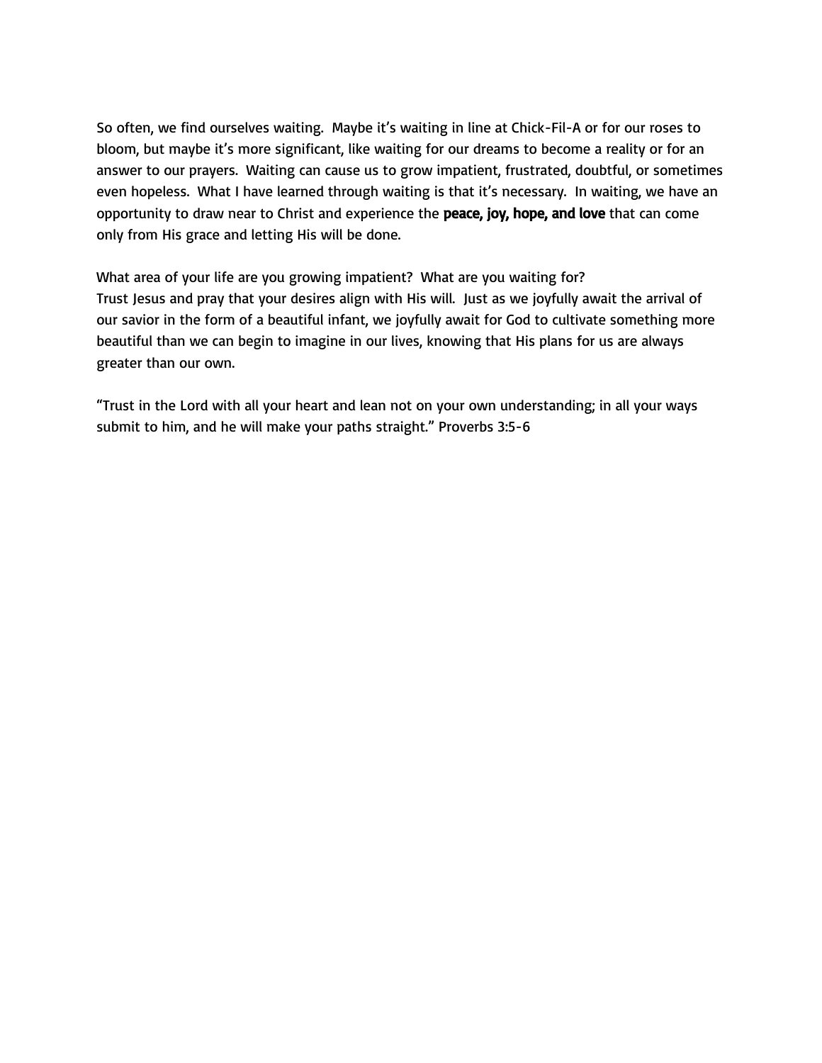So often, we find ourselves waiting.  Maybe it's waiting in line at Chick-Fil-A or for our roses to bloom, but maybe it's more significant, like waiting for our dreams to become a reality or for an answer to our prayers.  Waiting can cause us to grow impatient, frustrated, doubtful, or sometimes even hopeless.  What I have learned through waiting is that it's necessary.  In waiting, we have an opportunity to draw near to Christ and experience the **peace, joy, hope, and love** that can come only from His grace and letting His will be done.

What area of your life are you growing impatient?  What are you waiting for?
Trust Jesus and pray that your desires align with His will.  Just as we joyfully await the arrival of our savior in the form of a beautiful infant, we joyfully await for God to cultivate something more beautiful than we can begin to imagine in our lives, knowing that His plans for us are always greater than our own.

"Trust in the Lord with all your heart and lean not on your own understanding; in all your ways submit to him, and he will make your paths straight." Proverbs 3:5-6